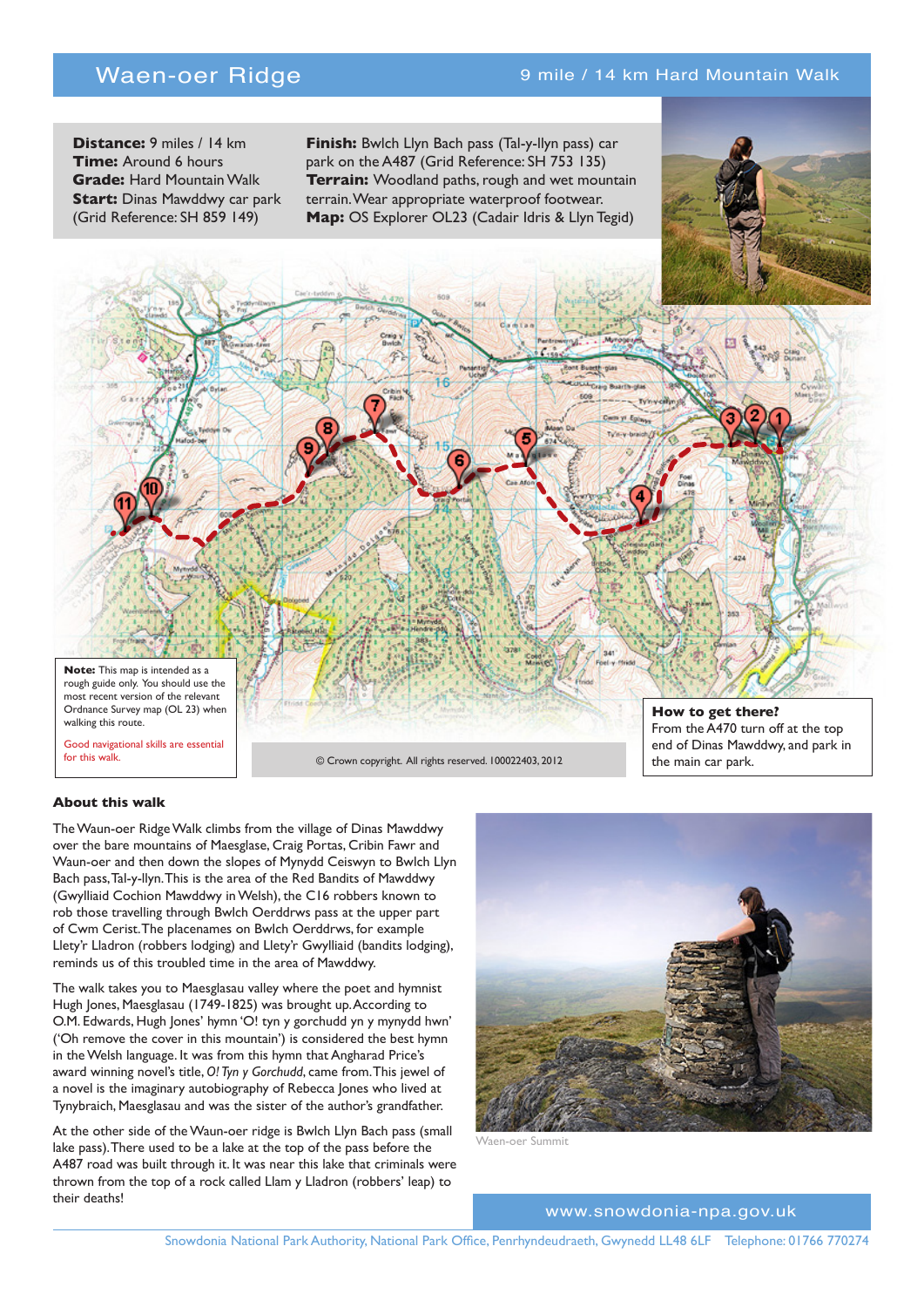# Waen-oer Ridge

## 9 mile / 14 km Hard Mountain Walk

**Distance:** 9 miles / 14 km
**Time:** Around 6 hours
**Grade:** Hard Mountain Walk
**Start:** Dinas Mawddwy car park (Grid Reference: SH 859 149)

**Finish:** Bwlch Llyn Bach pass (Tal-y-llyn pass) car park on the A487 (Grid Reference: SH 753 135)
**Terrain:** Woodland paths, rough and wet mountain terrain. Wear appropriate waterproof footwear.
**Map:** OS Explorer OL23 (Cadair Idris & Llyn Tegid)

**Note:** This map is intended as a rough guide only. You should use the most recent version of the relevant Ordnance Survey map (OL 23) when walking this route.

Good navigational skills are essential for this walk.

© Crown copyright. All rights reserved. 100022403, 2012

**How to get there?**
From the A470 turn off at the top end of Dinas Mawddwy, and park in the main car park.

### About this walk

The Waun-oer Ridge Walk climbs from the village of Dinas Mawddwy over the bare mountains of Maesglase, Craig Portas, Cribin Fawr and Waun-oer and then down the slopes of Mynydd Ceiswyn to Bwlch Llyn Bach pass, Tal-y-llyn. This is the area of the Red Bandits of Mawddwy (Gwylliaid Cochion Mawddwy in Welsh), the C16 robbers known to rob those travelling through Bwlch Oerddrws pass at the upper part of Cwm Cerist. The placenames on Bwlch Oerddrws, for example Llety'r Lladron (robbers lodging) and Llety'r Gwylliaid (bandits lodging), reminds us of this troubled time in the area of Mawddwy.

The walk takes you to Maesglasau valley where the poet and hymnist Hugh Jones, Maesglasau (1749-1825) was brought up. According to O.M. Edwards, Hugh Jones' hymn 'O! tyn y gorchudd yn y mynydd hwn' ('Oh remove the cover in this mountain') is considered the best hymn in the Welsh language. It was from this hymn that Angharad Price's award winning novel's title, *O! Tyn y Gorchudd*, came from. This jewel of a novel is the imaginary autobiography of Rebecca Jones who lived at Tynybraich, Maesglasau and was the sister of the author's grandfather.

At the other side of the Waun-oer ridge is Bwlch Llyn Bach pass (small lake pass). There used to be a lake at the top of the pass before the A487 road was built through it. It was near this lake that criminals were thrown from the top of a rock called Llam y Lladron (robbers' leap) to their deaths!

Waen-oer Summit

www.snowdonia-npa.gov.uk

Snowdonia National Park Authority, National Park Office, Penrhyndeudraeth, Gwynedd LL48 6LF Telephone: 01766 770274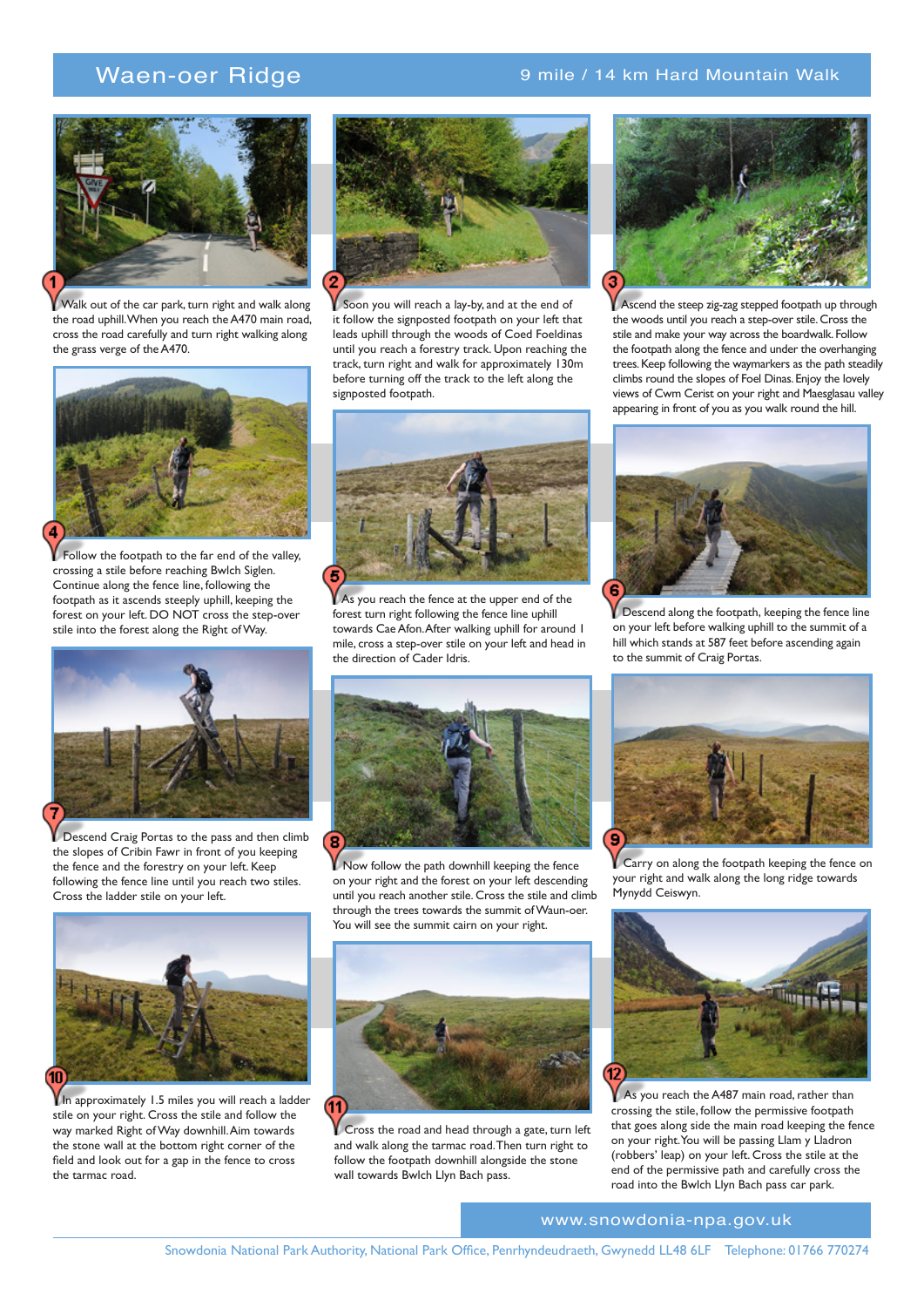# Waen-oer Ridge

## 9 mile / 14 km Hard Mountain Walk

1. Walk out of the car park, turn right and walk along the road uphill. When you reach the A470 main road, cross the road carefully and turn right walking along the grass verge of the A470.

2. Soon you will reach a lay-by, and at the end of it follow the signposted footpath on your left that leads uphill through the woods of Coed Foeldinas until you reach a forestry track. Upon reaching the track, turn right and walk for approximately 130m before turning off the track to the left along the signposted footpath.

3. Ascend the steep zig-zag stepped footpath up through the woods until you reach a step-over stile. Cross the stile and make your way across the boardwalk. Follow the footpath along the fence and under the overhanging trees. Keep following the waymarkers as the path steadily climbs round the slopes of Foel Dinas. Enjoy the lovely views of Cwm Cerist on your right and Maesglasau valley appearing in front of you as you walk round the hill.

4. Follow the footpath to the far end of the valley, crossing a stile before reaching Bwlch Siglen. Continue along the fence line, following the footpath as it ascends steeply uphill, keeping the forest on your left. DO NOT cross the step-over stile into the forest along the Right of Way.

5. As you reach the fence at the upper end of the forest turn right following the fence line uphill towards Cae Afon. After walking uphill for around 1 mile, cross a step-over stile on your left and head in the direction of Cader Idris.

6. Descend along the footpath, keeping the fence line on your left before walking uphill to the summit of a hill which stands at 587 feet before ascending again to the summit of Craig Portas.

7. Descend Craig Portas to the pass and then climb the slopes of Cribin Fawr in front of you keeping the fence and the forestry on your left. Keep following the fence line until you reach two stiles. Cross the ladder stile on your left.

8. Now follow the path downhill keeping the fence on your right and the forest on your left descending until you reach another stile. Cross the stile and climb through the trees towards the summit of Waun-oer. You will see the summit cairn on your right.

9. Carry on along the footpath keeping the fence on your right and walk along the long ridge towards Mynydd Ceiswyn.

10. In approximately 1.5 miles you will reach a ladder stile on your right. Cross the stile and follow the way marked Right of Way downhill. Aim towards the stone wall at the bottom right corner of the field and look out for a gap in the fence to cross the tarmac road.

11. Cross the road and head through a gate, turn left and walk along the tarmac road. Then turn right to follow the footpath downhill alongside the stone wall towards Bwlch Llyn Bach pass.

12. As you reach the A487 main road, rather than crossing the stile, follow the permissive footpath that goes along side the main road keeping the fence on your right. You will be passing Llam y Lladron (robbers' leap) on your left. Cross the stile at the end of the permissive path and carefully cross the road into the Bwlch Llyn Bach pass car park.

www.snowdonia-npa.gov.uk

Snowdonia National Park Authority, National Park Office, Penrhyndeudraeth, Gwynedd LL48 6LF Telephone: 01766 770274